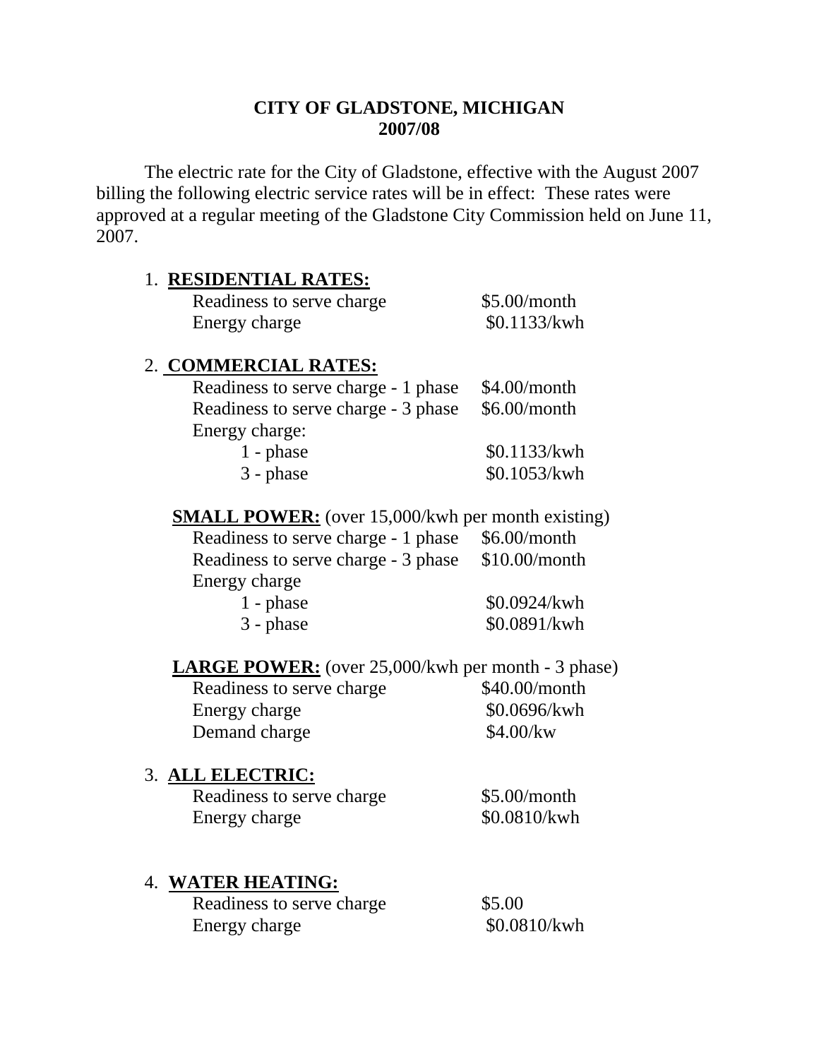# CITY OF GLADSTONE, MICHIGAN
## 2007/08

The electric rate for the City of Gladstone, effective with the August 2007 billing the following electric service rates will be in effect: These rates were approved at a regular meeting of the Gladstone City Commission held on June 11, 2007.

1. **RESIDENTIAL RATES:**

| | |
|---|---|
| Readiness to serve charge | $5.00/month |
| Energy charge | $0.1133/kwh |

2. **COMMERCIAL RATES:**

| | |
|---|---|
| Readiness to serve charge - 1 phase | $4.00/month |
| Readiness to serve charge - 3 phase | $6.00/month |
| Energy charge: | |
| 1 - phase | $0.1133/kwh |
| 3 - phase | $0.1053/kwh |

**SMALL POWER:** (over 15,000/kwh per month existing)

| | |
|---|---|
| Readiness to serve charge - 1 phase | $6.00/month |
| Readiness to serve charge - 3 phase | $10.00/month |
| Energy charge | |
| 1 - phase | $0.0924/kwh |
| 3 - phase | $0.0891/kwh |

**LARGE POWER:** (over 25,000/kwh per month - 3 phase)

| | |
|---|---|
| Readiness to serve charge | $40.00/month |
| Energy charge | $0.0696/kwh |
| Demand charge | $4.00/kw |

3. **ALL ELECTRIC:**

| | |
|---|---|
| Readiness to serve charge | $5.00/month |
| Energy charge | $0.0810/kwh |

4. **WATER HEATING:**

| | |
|---|---|
| Readiness to serve charge | $5.00 |
| Energy charge | $0.0810/kwh |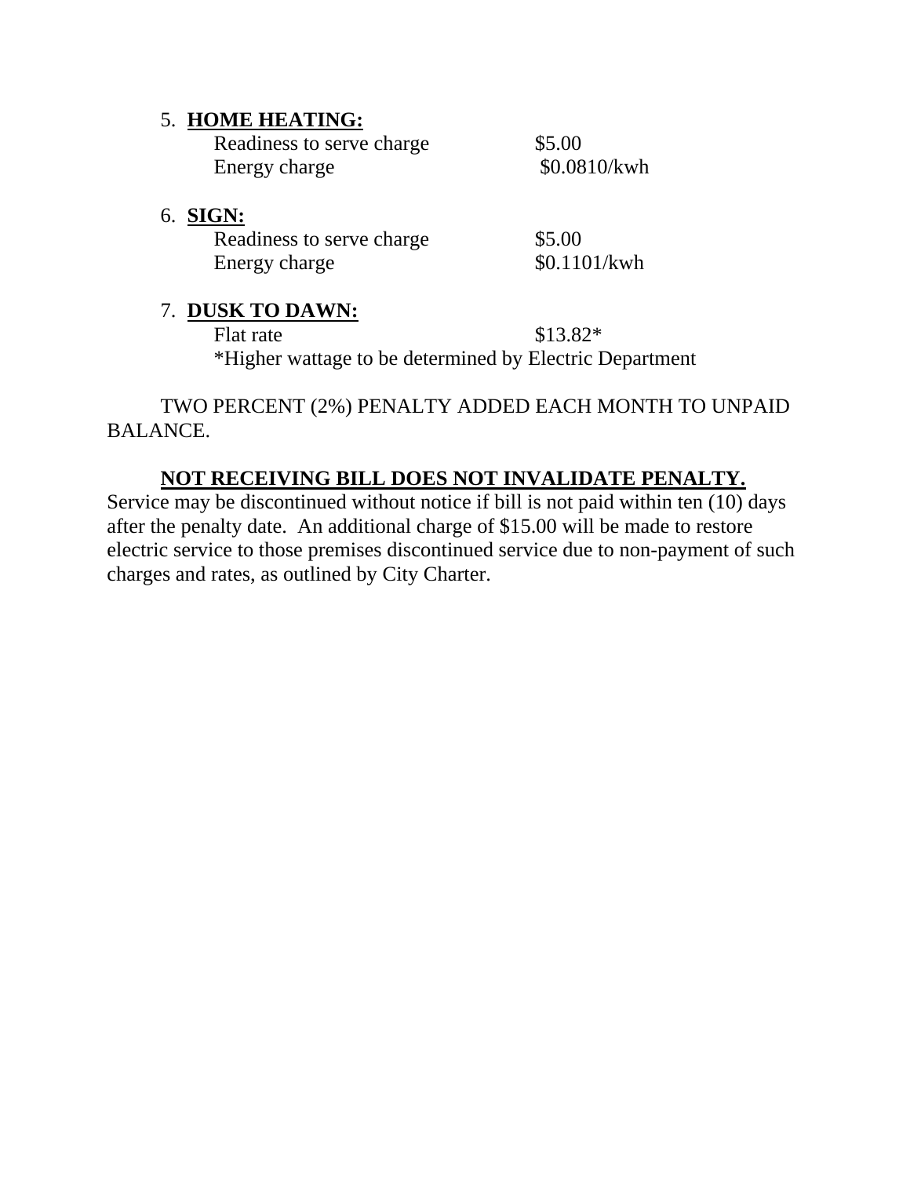5. **HOME HEATING:**

| | |
|---|---|
| Readiness to serve charge | $5.00 |
| Energy charge | $0.0810/kwh |

6. **SIGN:**

| | |
|---|---|
| Readiness to serve charge | $5.00 |
| Energy charge | $0.1101/kwh |

7. **DUSK TO DAWN:**

| | |
|---|---|
| Flat rate | $13.82* |

*Higher wattage to be determined by Electric Department

TWO PERCENT (2%) PENALTY ADDED EACH MONTH TO UNPAID BALANCE.

**NOT RECEIVING BILL DOES NOT INVALIDATE PENALTY.** Service may be discontinued without notice if bill is not paid within ten (10) days after the penalty date. An additional charge of $15.00 will be made to restore electric service to those premises discontinued service due to non-payment of such charges and rates, as outlined by City Charter.